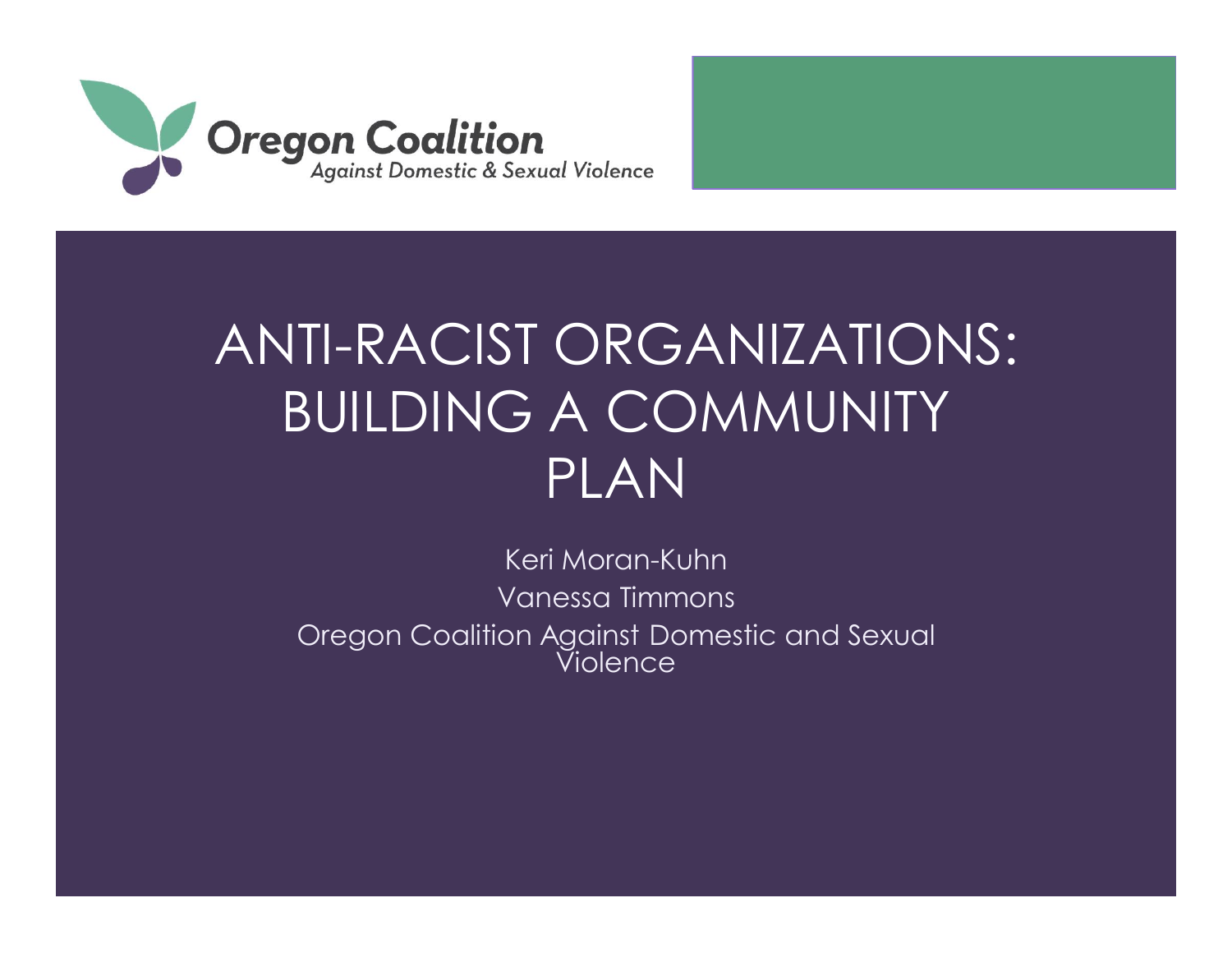Oregon Coalition
*Against Domestic & Sexual Violence*

# ANTI-RACIST ORGANIZATIONS: BUILDING A COMMUNITY PLAN

Keri Moran-Kuhn

Vanessa Timmons

Oregon Coalition Against Domestic and Sexual Violence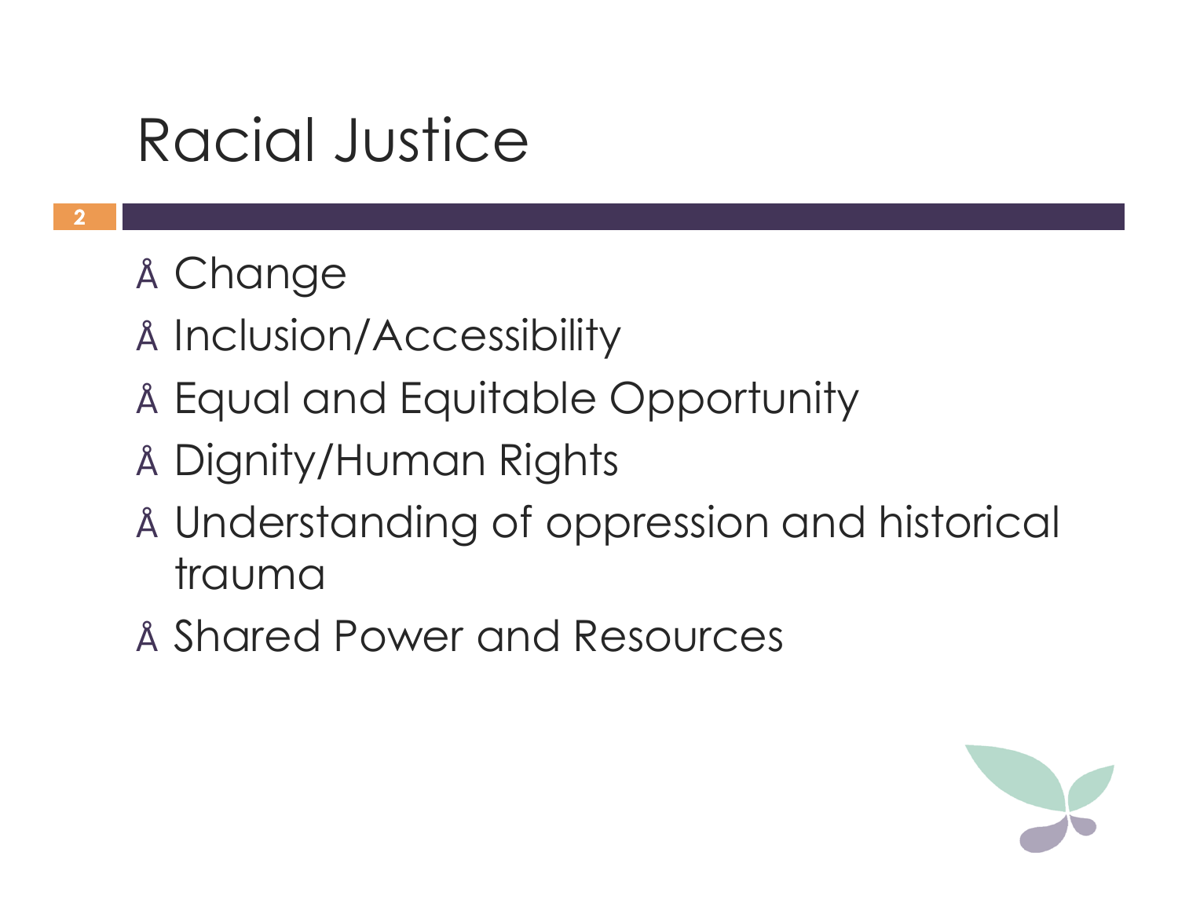# Racial Justice

- Change
- Inclusion/Accessibility
- Equal and Equitable Opportunity
- Dignity/Human Rights
- Understanding of oppression and historical trauma
- Shared Power and Resources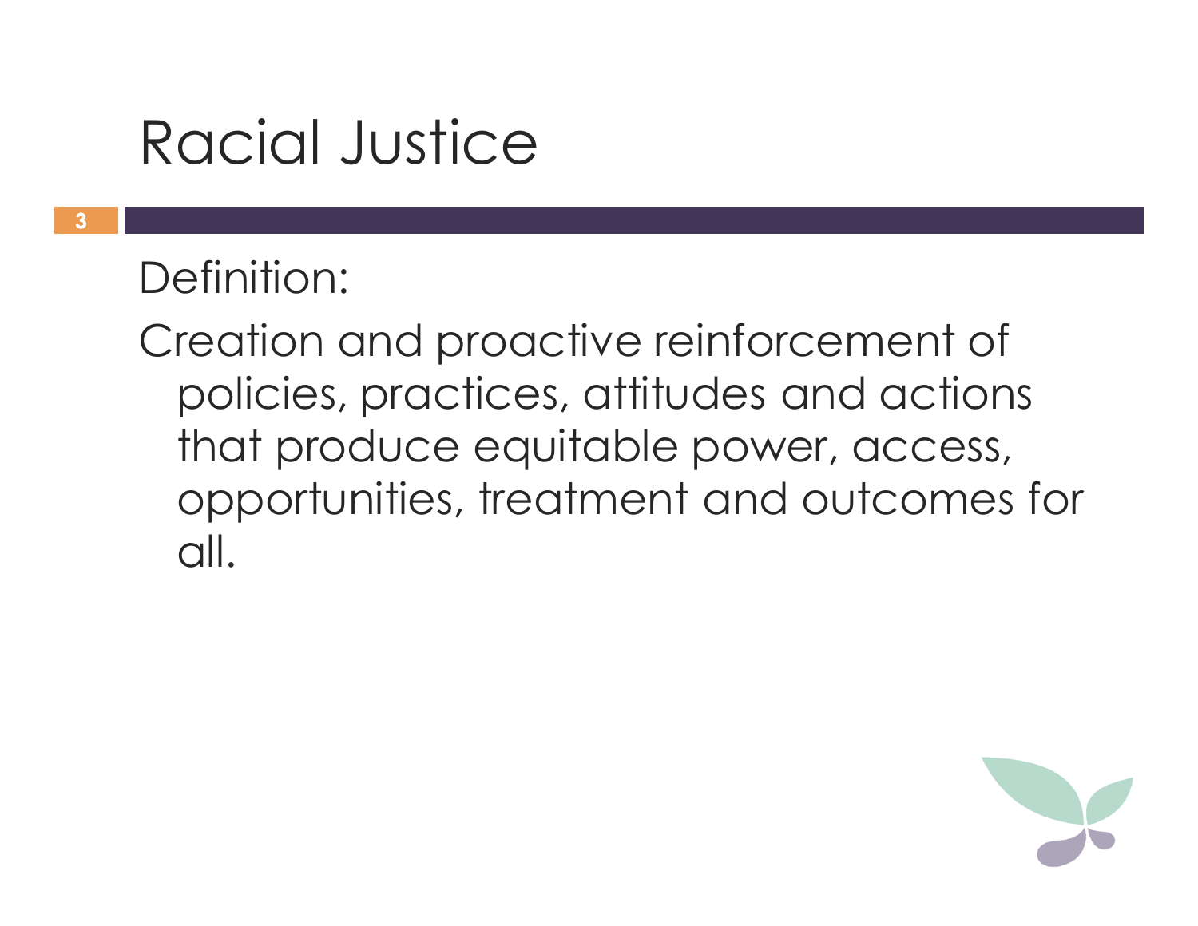# Racial Justice

Definition:

Creation and proactive reinforcement of policies, practices, attitudes and actions that produce equitable power, access, opportunities, treatment and outcomes for all.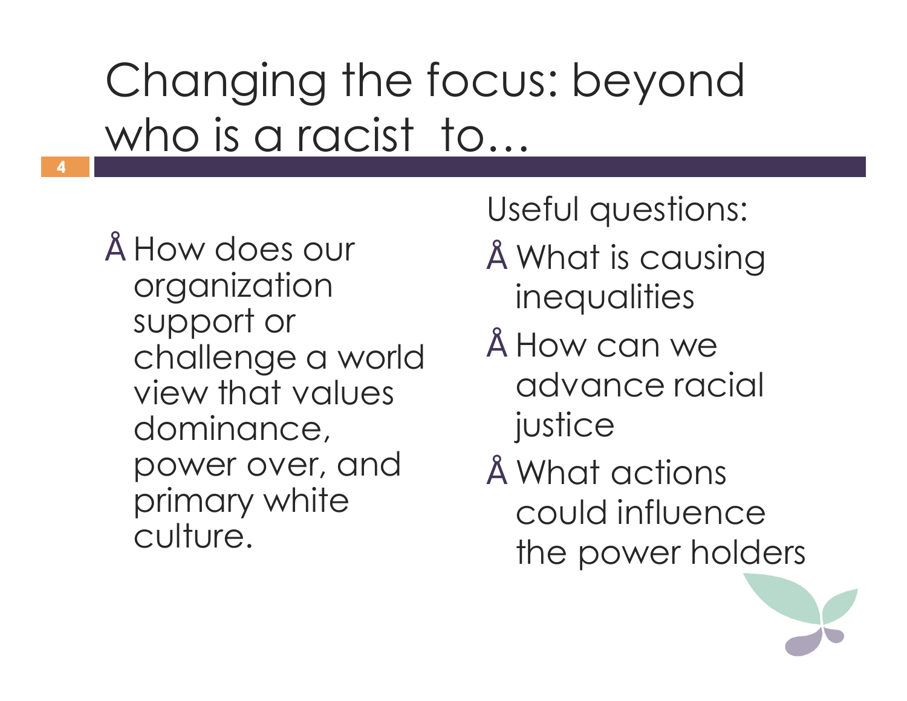# Changing the focus: beyond who is a racist to…

- How does our organization support or challenge a world view that values dominance, power over, and primary white culture.

Useful questions:

- What is causing inequalities
- How can we advance racial justice
- What actions could influence the power holders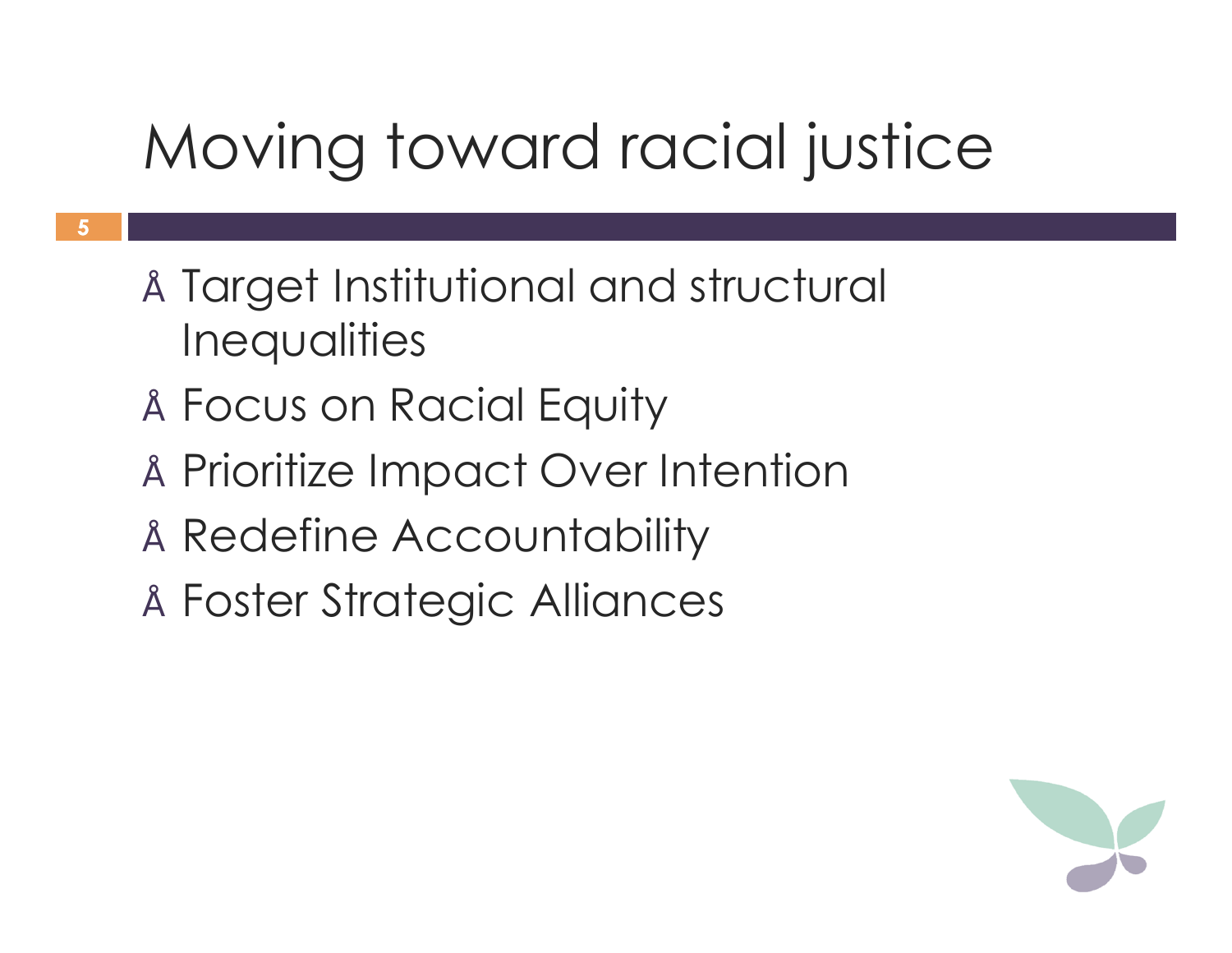# Moving toward racial justice

- Target Institutional and structural Inequalities
- Focus on Racial Equity
- Prioritize Impact Over Intention
- Redefine Accountability
- Foster Strategic Alliances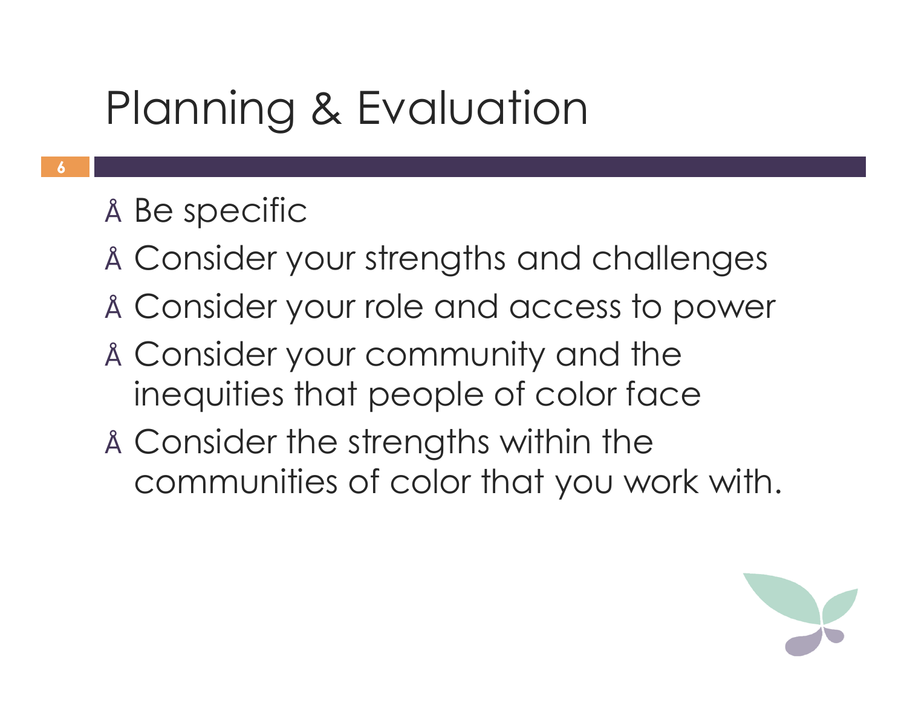# Planning & Evaluation

- Be specific
- Consider your strengths and challenges
- Consider your role and access to power
- Consider your community and the inequities that people of color face
- Consider the strengths within the communities of color that you work with.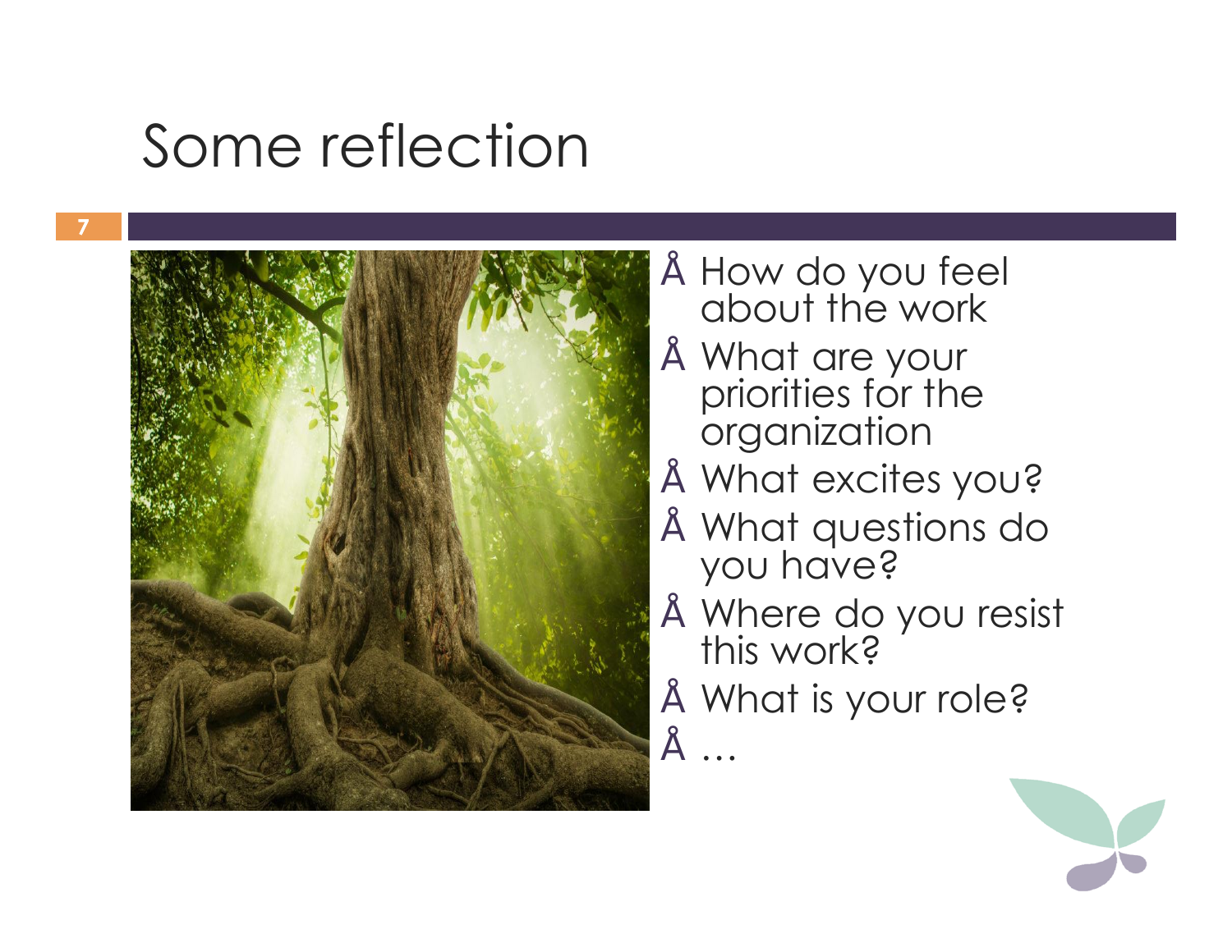# Some reflection

- How do you feel about the work
- What are your priorities for the organization
- What excites you?
- What questions do you have?
- Where do you resist this work?
- What is your role?
- …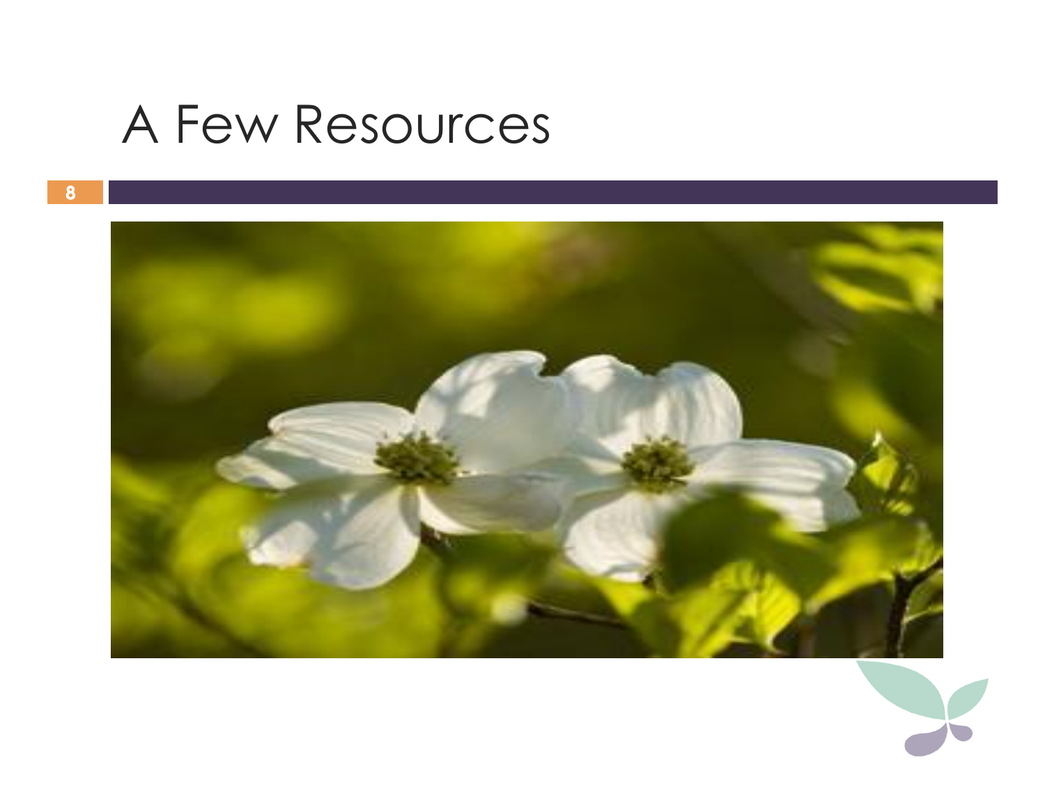# A Few Resources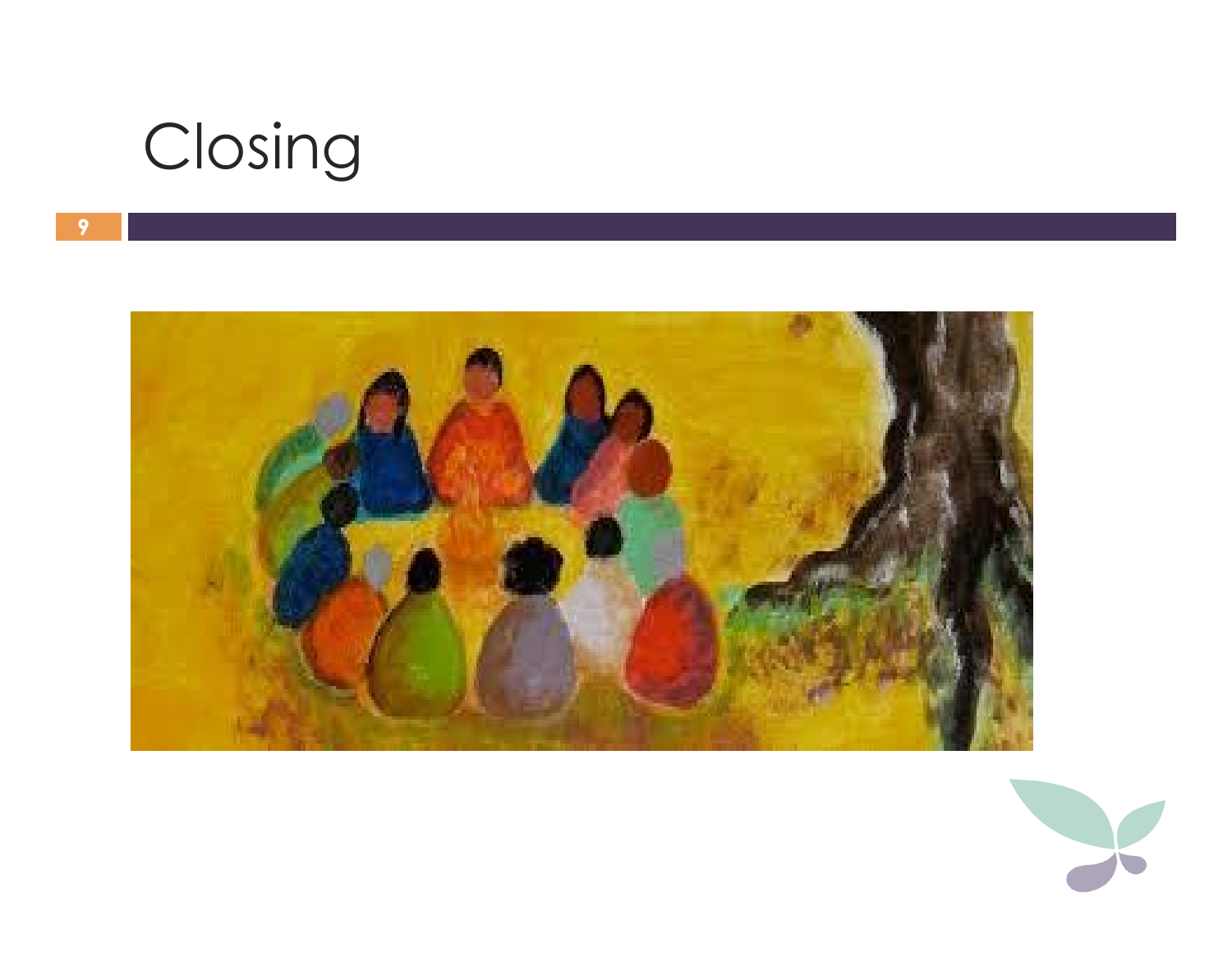# Closing